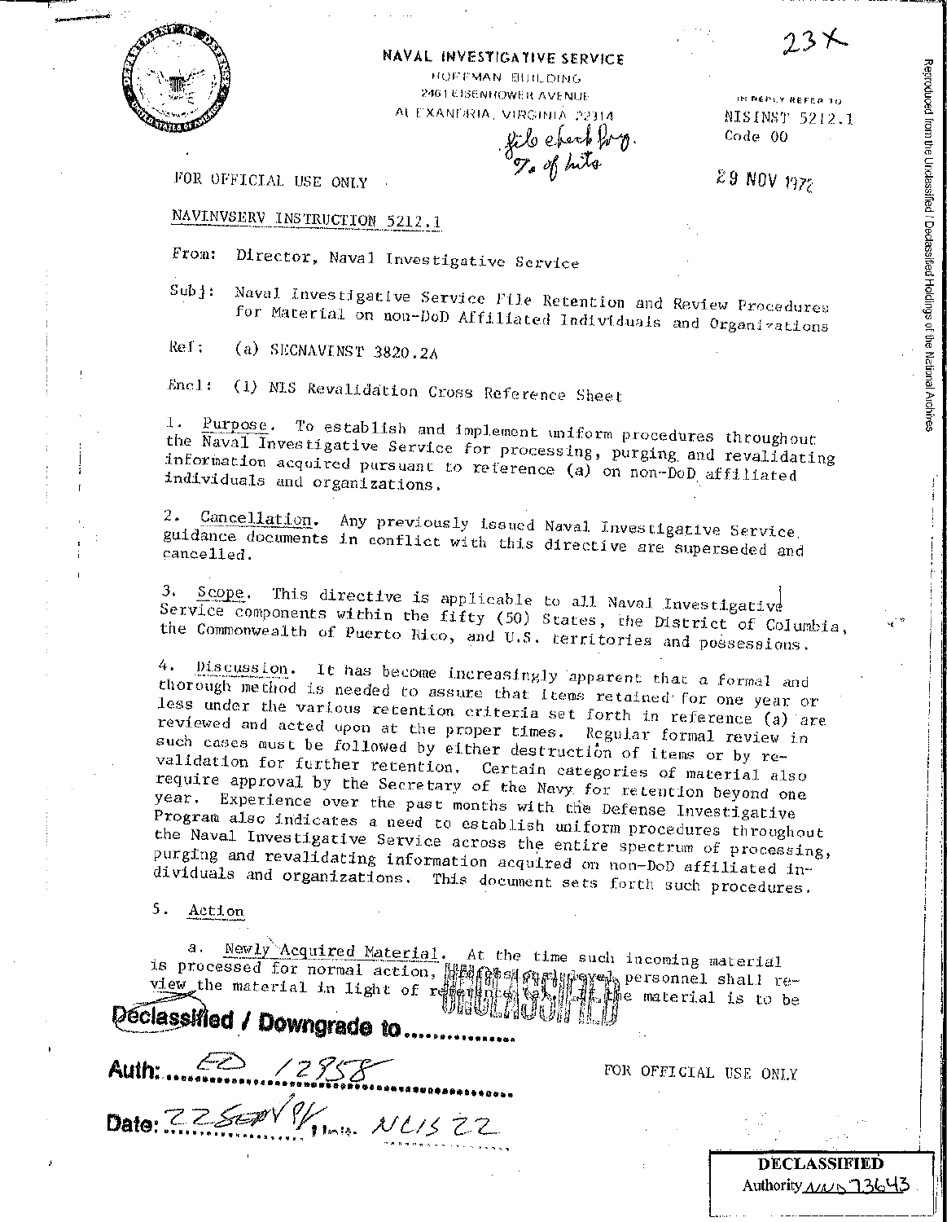23X

NAVAL INVESTIGATIVE SERVICE
HOFFMAN BUILDING
2461 EISENHOWER AVENUE
ALEXANDRIA, VIRGINIA 22314

file check prog. % of hits

IN REPLY REFER TO
NISINST 5212.1
Code 00

FOR OFFICIAL USE ONLY

29 NOV 1972

NAVINVSERV INSTRUCTION 5212.1

From: Director, Naval Investigative Service

Subj: Naval Investigative Service File Retention and Review Procedures for Material on non-DoD Affiliated Individuals and Organizations

Ref: (a) SECNAVINST 3820.2A

Encl: (1) NIS Revalidation Cross Reference Sheet

1. Purpose. To establish and implement uniform procedures throughout the Naval Investigative Service for processing, purging and revalidating information acquired pursuant to reference (a) on non-DoD affiliated individuals and organizations.

2. Cancellation. Any previously issued Naval Investigative Service guidance documents in conflict with this directive are superseded and cancelled.

3. Scope. This directive is applicable to all Naval Investigative Service components within the fifty (50) States, the District of Columbia, the Commonwealth of Puerto Rico, and U.S. territories and possessions.

4. Discussion. It has become increasingly apparent that a formal and thorough method is needed to assure that items retained for one year or less under the various retention criteria set forth in reference (a) are reviewed and acted upon at the proper times. Regular formal review in such cases must be followed by either destruction of items or by revalidation for further retention. Certain categories of material also require approval by the Secretary of the Navy for retention beyond one year. Experience over the past months with the Defense Investigative Program also indicates a need to establish uniform procedures throughout the Naval Investigative Service across the entire spectrum of processing, purging and revalidating information acquired on non-DoD affiliated individuals and organizations. This document sets forth such procedures.

5. Action

a. Newly Acquired Material. At the time such incoming material is processed for normal action, professional level personnel shall review the material in light of reference (a). If the material is to be

Declassified / Downgrade to ..............
Auth: EO 12958
Date: 22 SEP 94 Init. NLIS 22

FOR OFFICIAL USE ONLY

DECLASSIFIED
Authority NND 73643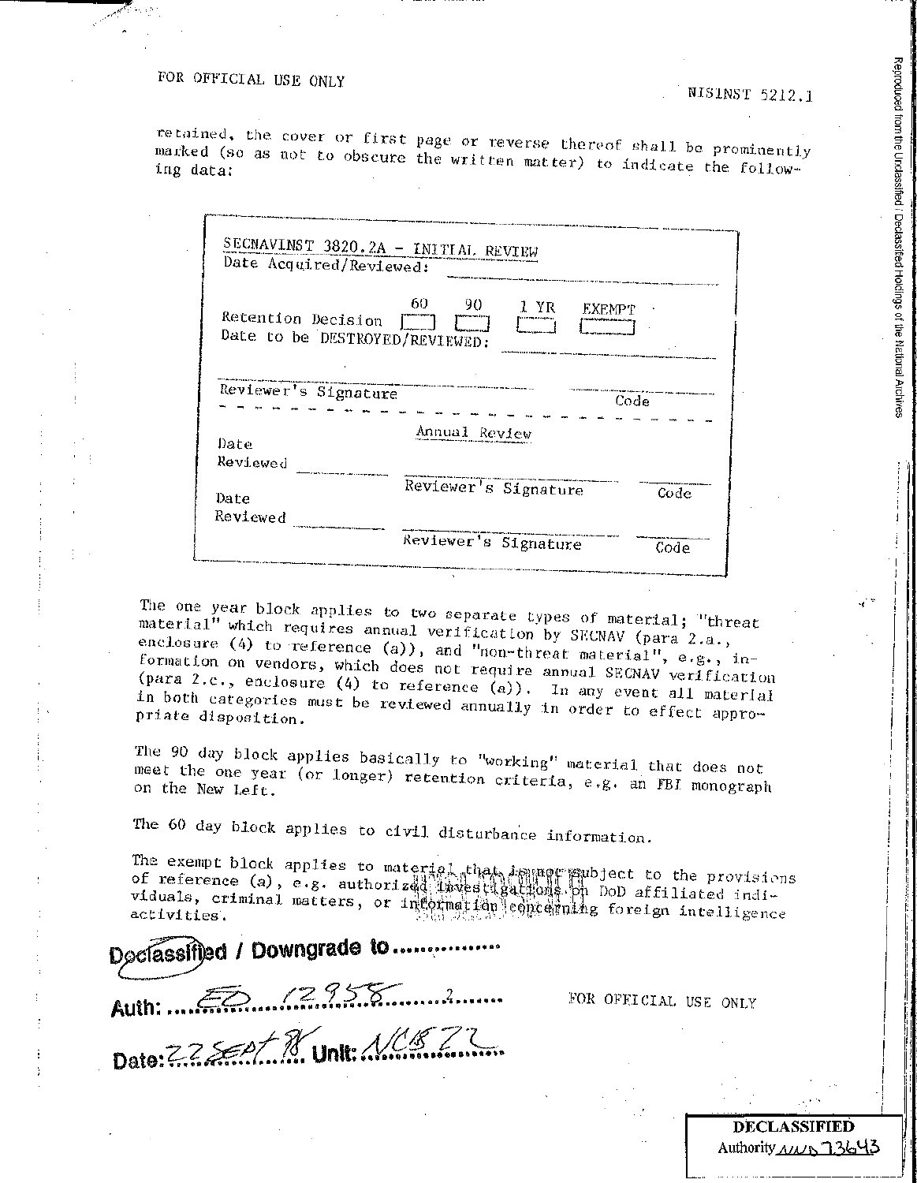FOR OFFICIAL USE ONLY

NISINST 5212.1

retained, the cover or first page or reverse thereof shall be prominently marked (so as not to obscure the written matter) to indicate the following data:

```
SECNAVINST 3820.2A - INITIAL REVIEW
Date Acquired/Reviewed: ____________________

                         60    90    1 YR   EXEMPT
Retention Decision      [ ]   [ ]   [ ]    [ ]
Date to be DESTROYED/REVIEWED: ____________________

______________________________          ____________
Reviewer's Signature                        Code
- - - - - - - - - - - - - - - - - - - - - - - - - -
                    Annual Review
Date
Reviewed ____________  ______________________  ________
                       Reviewer's Signature      Code
Date
Reviewed ____________  ______________________  ________
                       Reviewer's Signature      Code
```

The one year block applies to two separate types of material; "threat material" which requires annual verification by SECNAV (para 2.a., enclosure (4) to reference (a)), and "non-threat material", e.g., information on vendors, which does not require annual SECNAV verification (para 2.c., enclosure (4) to reference (a)). In any event all material in both categories must be reviewed annually in order to effect appropriate disposition.

The 90 day block applies basically to "working" material that does not meet the one year (or longer) retention criteria, e.g. an FBI monograph on the New Left.

The 60 day block applies to civil disturbance information.

The exempt block applies to material that is not subject to the provisions of reference (a), e.g. authorized investigations on DoD affiliated individuals, criminal matters, or information concerning foreign intelligence activities.

Declassified / Downgrade to ..............

Auth: EO 12958 2

Date: 22 Sept 98 Unit: NCB 22

FOR OFFICIAL USE ONLY

DECLASSIFIED
Authority NND 73643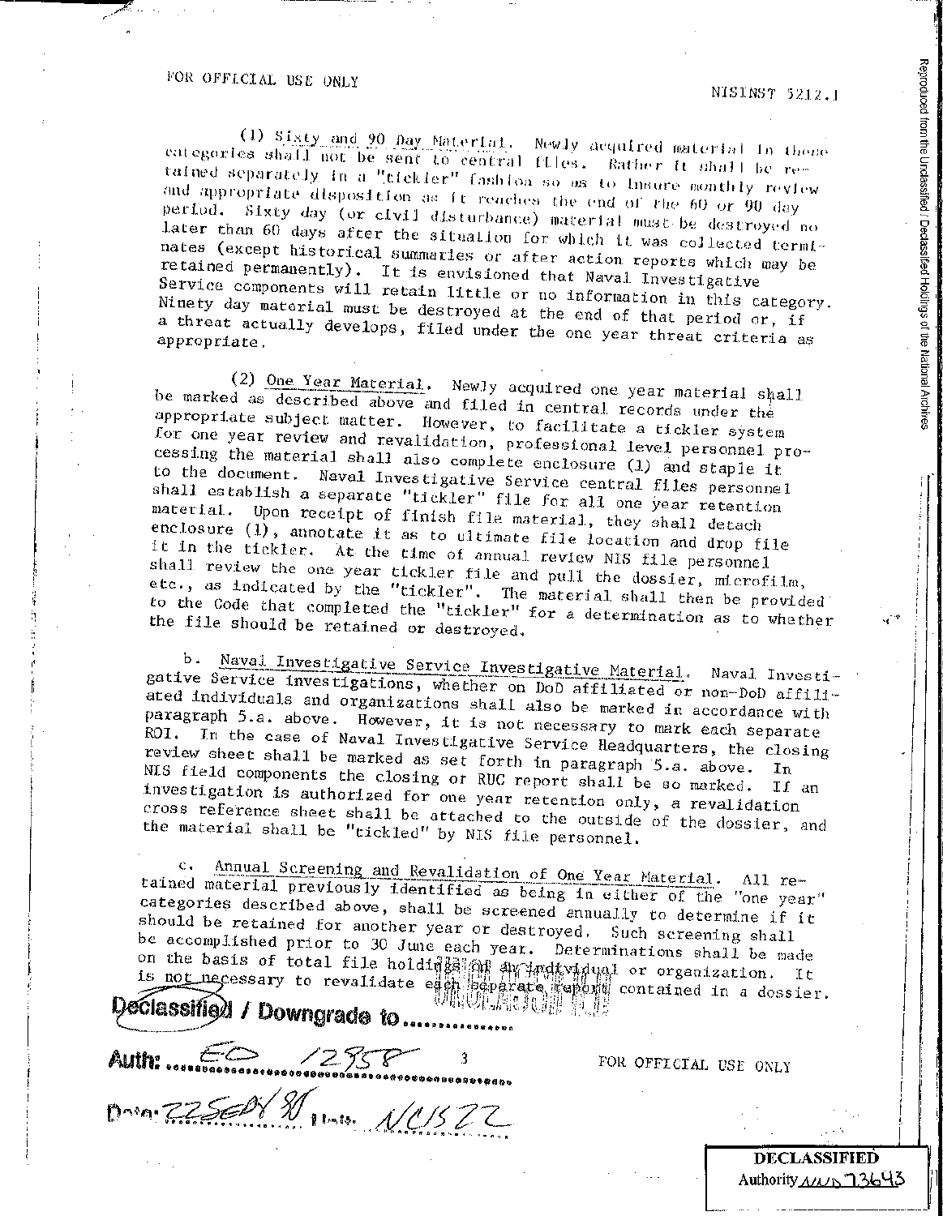(1) Sixty and 90 Day Material. Newly acquired material in these categories shall not be sent to central files. Rather it shall be retained separately in a "tickler" fashion so as to insure monthly review and appropriate disposition as it reaches the end of the 60 or 90 day period. Sixty day (or civil disturbance) material must be destroyed no later than 60 days after the situation for which it was collected terminates (except historical summaries or after action reports which may be retained permanently). It is envisioned that Naval Investigative Service components will retain little or no information in this category. Ninety day material must be destroyed at the end of that period or, if a threat actually develops, filed under the one year threat criteria as appropriate.

(2) One Year Material. Newly acquired one year material shall be marked as described above and filed in central records under the appropriate subject matter. However, to facilitate a tickler system for one year review and revalidation, professional level personnel processing the material shall also complete enclosure (1) and staple it to the document. Naval Investigative Service central files personnel shall establish a separate "tickler" file for all one year retention material. Upon receipt of finish file material, they shall detach enclosure (1), annotate it as to ultimate file location and drop file it in the tickler. At the time of annual review NIS file personnel shall review the one year tickler file and pull the dossier, microfilm, etc., as indicated by the "tickler". The material shall then be provided to the Code that completed the "tickler" for a determination as to whether the file should be retained or destroyed.

b. Naval Investigative Service Investigative Material. Naval Investigative Service investigations, whether on DoD affiliated or non-DoD affiliated individuals and organizations shall also be marked in accordance with paragraph 5.a. above. However, it is not necessary to mark each separate ROI. In the case of Naval Investigative Service Headquarters, the closing review sheet shall be marked as set forth in paragraph 5.a. above. In NIS field components the closing or RUC report shall be so marked. If an investigation is authorized for one year retention only, a revalidation cross reference sheet shall be attached to the outside of the dossier, and the material shall be "tickled" by NIS file personnel.

c. Annual Screening and Revalidation of One Year Material. All retained material previously identified as being in either of the "one year" categories described above, shall be screened annually to determine if it should be retained for another year or destroyed. Such screening shall be accomplished prior to 30 June each year. Determinations shall be made on the basis of total file holdings on an individual or organization. It is not necessary to revalidate each separate report contained in a dossier.

Declassified / Downgrade to ..............

Auth: EO 12958

Date: 22 Sept 80 Unit: NCIS 22

FOR OFFICIAL USE ONLY

DECLASSIFIED
Authority NND 73643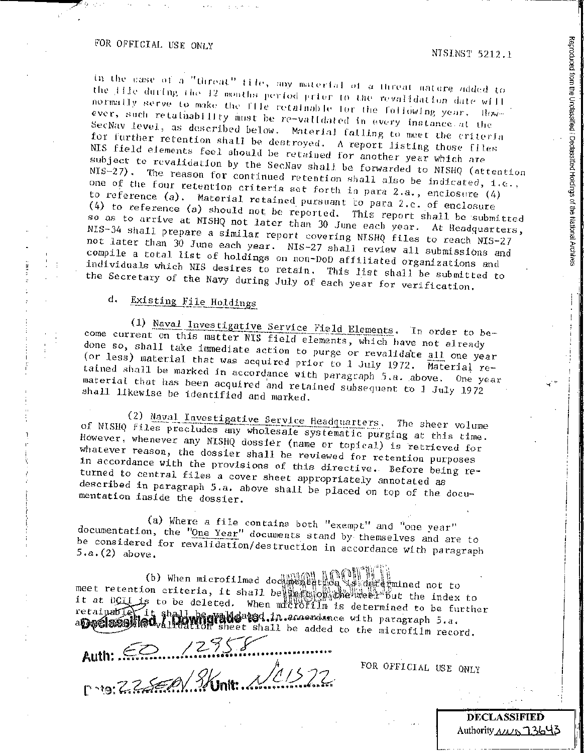in the case of a "threat" file, any material of a threat nature added to the file during the 12 months period prior to the revalidation date will normally serve to make the file retainable for the following year. However, such retainability must be re-validated in every instance at the SecNav level, as described below. Material failing to meet the criteria for further retention shall be destroyed. A report listing those files NIS field elements feel should be retained for another year which are subject to revalidation by the SecNav shall be forwarded to NISHQ (attention NIS-27). The reason for continued retention shall also be indicated, i.e., one of the four retention criteria set forth in para 2.a., enclosure (4) to reference (a). Material retained pursuant to para 2.c. of enclosure (4) to reference (a) should not be reported. This report shall be submitted so as to arrive at NISHQ not later than 30 June each year. At Headquarters, NIS-34 shall prepare a similar report covering NISHQ files to reach NIS-27 not later than 30 June each year. NIS-27 shall review all submissions and compile a total list of holdings on non-DoD affiliated organizations and individuals which NIS desires to retain. This list shall be submitted to the Secretary of the Navy during July of each year for verification.

d. Existing File Holdings

(1) Naval Investigative Service Field Elements. In order to become current on this matter NIS field elements, which have not already done so, shall take immediate action to purge or revalidate all one year (or less) material that was acquired prior to 1 July 1972. Material retained shall be marked in accordance with paragraph 5.a. above. One year material that has been acquired and retained subsequent to 1 July 1972 shall likewise be identified and marked.

(2) Naval Investigative Service Headquarters. The sheer volume of NISHQ files precludes any wholesale systematic purging at this time. However, whenever any NISHQ dossier (name or topical) is retrieved for whatever reason, the dossier shall be reviewed for retention purposes in accordance with the provisions of this directive. Before being returned to central files a cover sheet appropriately annotated as described in paragraph 5.a. above shall be placed on top of the documentation inside the dossier.

(a) Where a file contains both "exempt" and "one year" documentation, the "One Year" documents stand by themselves and are to be considered for revalidation/destruction in accordance with paragraph 5.a.(2) above.

(b) When microfilmed documentation is determined not to meet retention criteria, it shall be left on the reel but the index to it at DCII is to be deleted. When microfilm is determined to be further retainable it shall be validated in accordance with paragraph 5.a. above and a validation sheet shall be added to the microfilm record.

Declassified / Downgrade to: UNCLASSIFIED
Auth: EO 12958
Date: 22 SEP 98 Unit: NC1572

DECLASSIFIED
Authority NND 73643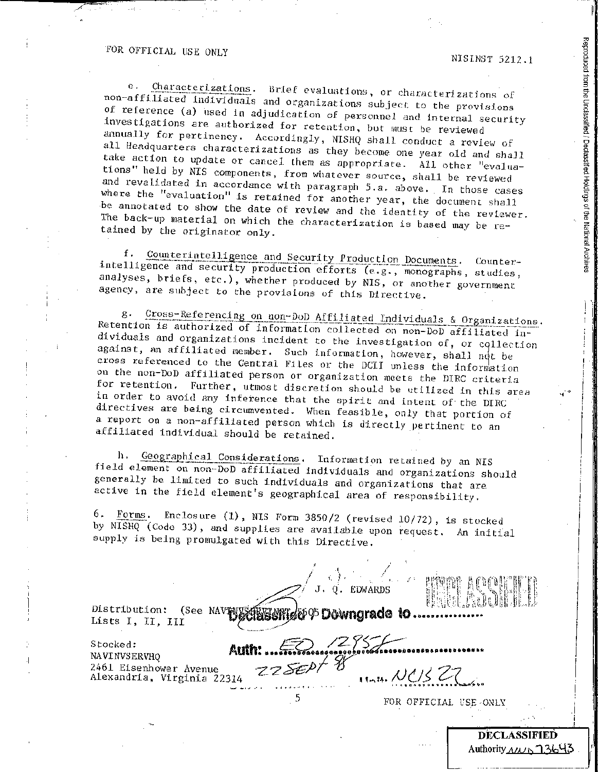FOR OFFICIAL USE ONLY

e. Characterizations. Brief evaluations, or characterizations of non-affiliated individuals and organizations subject to the provisions of reference (a) used in adjudication of personnel and internal security investigations are authorized for retention, but must be reviewed annually for pertinency. Accordingly, NISHQ shall conduct a review of all Headquarters characterizations as they become one year old and shall take action to update or cancel them as appropriate. All other "evaluations" held by NIS components, from whatever source, shall be reviewed and revalidated in accordance with paragraph 5.a. above. In those cases where the "evaluation" is retained for another year, the document shall be annotated to show the date of review and the identity of the reviewer. The back-up material on which the characterization is based may be retained by the originator only.

f. Counterintelligence and Security Production Documents. Counterintelligence and security production efforts (e.g., monographs, studies, analyses, briefs, etc.), whether produced by NIS, or another government agency, are subject to the provisions of this Directive.

g. Cross-Referencing on non-DoD Affiliated Individuals & Organizations. Retention is authorized of information collected on non-DoD affiliated individuals and organizations incident to the investigation of, or collection against, an affiliated member. Such information, however, shall not be cross referenced to the Central Files or the DCII unless the information on the non-DoD affiliated person or organization meets the DIRC criteria for retention. Further, utmost discretion should be utilized in this area in order to avoid any inference that the spirit and intent of the DIRC directives are being circumvented. When feasible, only that portion of a report on a non-affiliated person which is directly pertinent to an affiliated individual should be retained.

h. Geographical Considerations. Information retained by an NIS field element on non-DoD affiliated individuals and organizations should generally be limited to such individuals and organizations that are active in the field element's geographical area of responsibility.

6. Forms. Enclosure (1), NIS Form 3850/2 (revised 10/72), is stocked by NISHQ (Code 33), and supplies are available upon request. An initial supply is being promulgated with this Directive.

J. Q. EDWARDS

UNCLASSIFIED

Distribution: (See NAVINVSERVINST 5605.1)
Lists I, II, III

Declassified / Downgrade to ..............

Auth: EO 12958

22 SEPT 98

NCIS 27

Stocked:
NAVINVSERVHQ
2461 Eisenhower Avenue
Alexandria, Virginia 22314

FOR OFFICIAL USE ONLY

DECLASSIFIED
Authority NND 73643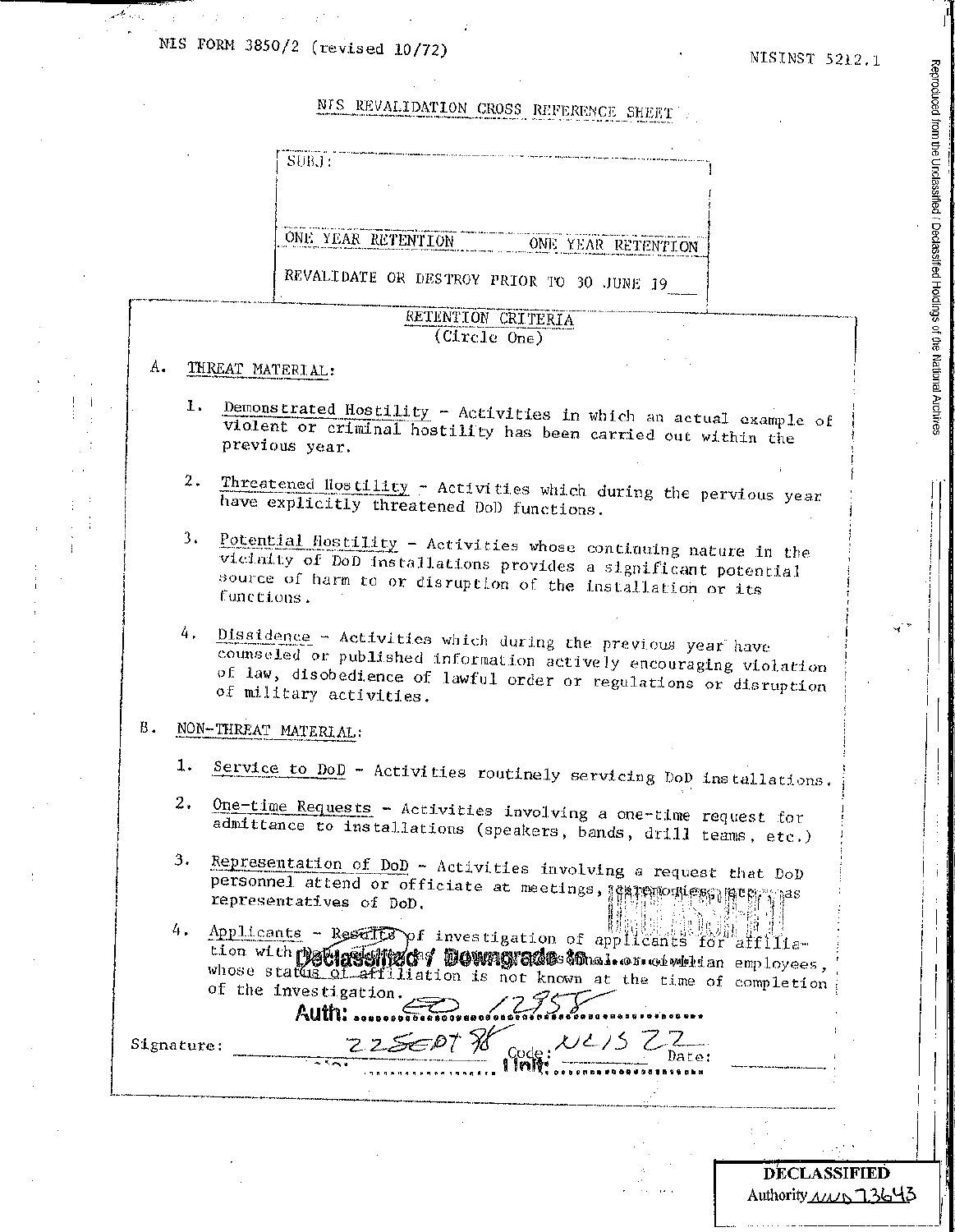NIS FORM 3850/2 (revised 10/72)

NISINST 5212.1

Reproduced from the Unclassified / Declassified Holdings of the National Archives

NIS REVALIDATION CROSS REFERENCE SHEET

SUBJ:

ONE YEAR RETENTION ONE YEAR RETENTION

REVALIDATE OR DESTROY PRIOR TO 30 JUNE 19\_\_\_

RETENTION CRITERIA
(Circle One)

A. THREAT MATERIAL:

1. Demonstrated Hostility - Activities in which an actual example of violent or criminal hostility has been carried out within the previous year.

2. Threatened Hostility - Activities which during the pervious year have explicitly threatened DoD functions.

3. Potential Hostility - Activities whose continuing nature in the vicinity of DoD installations provides a significant potential source of harm to or disruption of the installation or its functions.

4. Dissidence - Activities which during the previous year have counseled or published information actively encouraging violation of law, disobedience of lawful order or regulations or disruption of military activities.

B. NON-THREAT MATERIAL:

1. Service to DoD - Activities routinely servicing DoD installations.

2. One-time Requests - Activities involving a one-time request for admittance to installations (speakers, bands, drill teams, etc.)

3. Representation of DoD - Activities involving a request that DoD personnel attend or officiate at meetings, ceremonies, etc. as representatives of DoD.

4. Applicants - Results of investigation of applicants for affiliation with DoD as military personnel or civilian employees, whose status of affiliation is not known at the time of completion of the investigation.

Declassified / Downgrade to: ..........
Auth: EO 12958
22 SEPT 98
Unit: NCIS 22

Signature: \_\_\_\_\_\_\_\_\_\_\_\_ Code: \_\_\_\_\_\_\_\_ Date: \_\_\_\_\_\_\_\_

DECLASSIFIED
Authority NND 73643